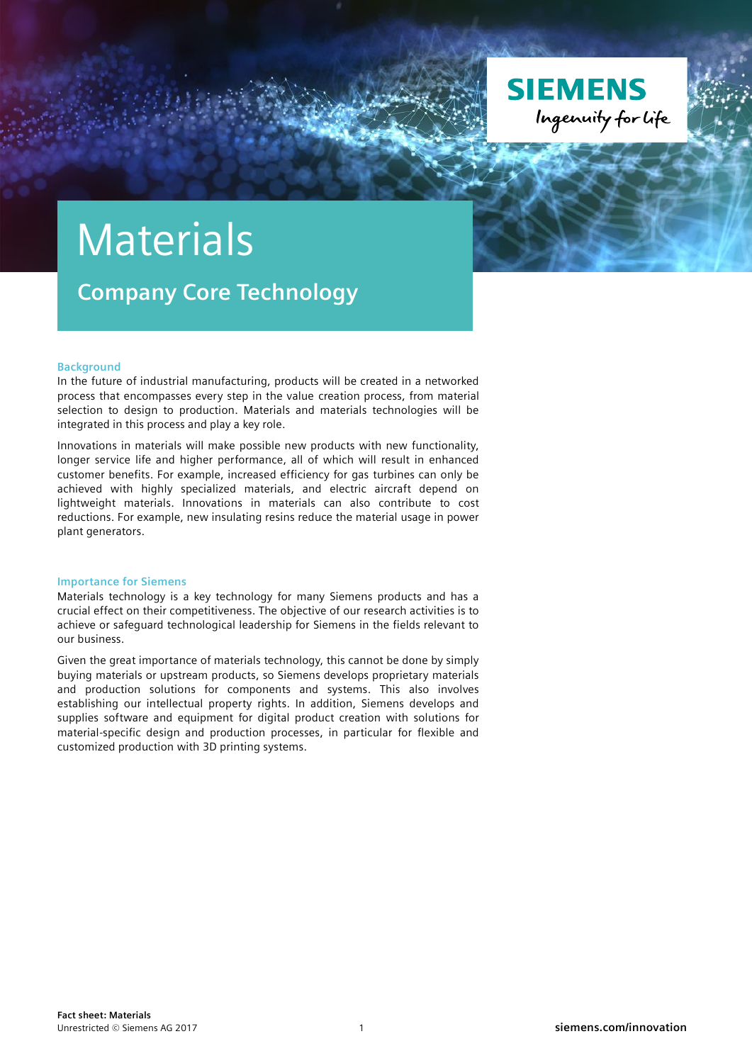SIEMENS
Ingenuity for life

# Materials

## Company Core Technology

### Background

In the future of industrial manufacturing, products will be created in a networked process that encompasses every step in the value creation process, from material selection to design to production. Materials and materials technologies will be integrated in this process and play a key role.

Innovations in materials will make possible new products with new functionality, longer service life and higher performance, all of which will result in enhanced customer benefits. For example, increased efficiency for gas turbines can only be achieved with highly specialized materials, and electric aircraft depend on lightweight materials. Innovations in materials can also contribute to cost reductions. For example, new insulating resins reduce the material usage in power plant generators.

### Importance for Siemens

Materials technology is a key technology for many Siemens products and has a crucial effect on their competitiveness. The objective of our research activities is to achieve or safeguard technological leadership for Siemens in the fields relevant to our business.

Given the great importance of materials technology, this cannot be done by simply buying materials or upstream products, so Siemens develops proprietary materials and production solutions for components and systems. This also involves establishing our intellectual property rights. In addition, Siemens develops and supplies software and equipment for digital product creation with solutions for material-specific design and production processes, in particular for flexible and customized production with 3D printing systems.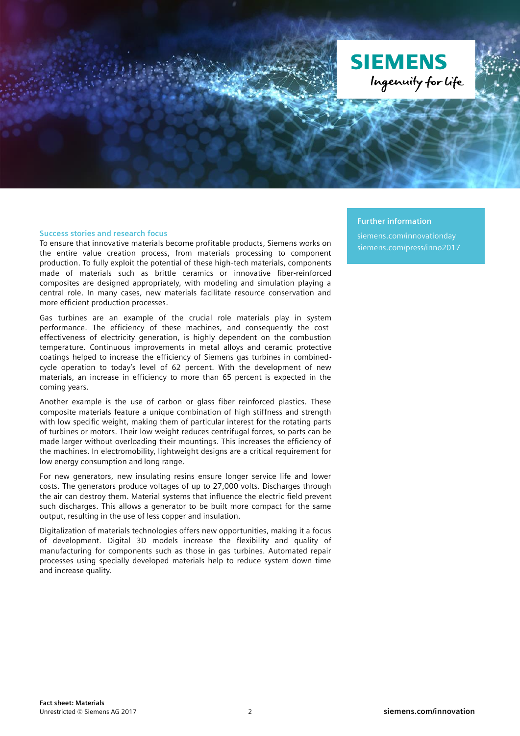## Success stories and research focus

To ensure that innovative materials become profitable products, Siemens works on the entire value creation process, from materials processing to component production. To fully exploit the potential of these high-tech materials, components made of materials such as brittle ceramics or innovative fiber-reinforced composites are designed appropriately, with modeling and simulation playing a central role. In many cases, new materials facilitate resource conservation and more efficient production processes.

Gas turbines are an example of the crucial role materials play in system performance. The efficiency of these machines, and consequently the cost-effectiveness of electricity generation, is highly dependent on the combustion temperature. Continuous improvements in metal alloys and ceramic protective coatings helped to increase the efficiency of Siemens gas turbines in combined-cycle operation to today's level of 62 percent. With the development of new materials, an increase in efficiency to more than 65 percent is expected in the coming years.

Another example is the use of carbon or glass fiber reinforced plastics. These composite materials feature a unique combination of high stiffness and strength with low specific weight, making them of particular interest for the rotating parts of turbines or motors. Their low weight reduces centrifugal forces, so parts can be made larger without overloading their mountings. This increases the efficiency of the machines. In electromobility, lightweight designs are a critical requirement for low energy consumption and long range.

For new generators, new insulating resins ensure longer service life and lower costs. The generators produce voltages of up to 27,000 volts. Discharges through the air can destroy them. Material systems that influence the electric field prevent such discharges. This allows a generator to be built more compact for the same output, resulting in the use of less copper and insulation.

Digitalization of materials technologies offers new opportunities, making it a focus of development. Digital 3D models increase the flexibility and quality of manufacturing for components such as those in gas turbines. Automated repair processes using specially developed materials help to reduce system down time and increase quality.

### Further information

siemens.com/innovationday
siemens.com/press/inno2017